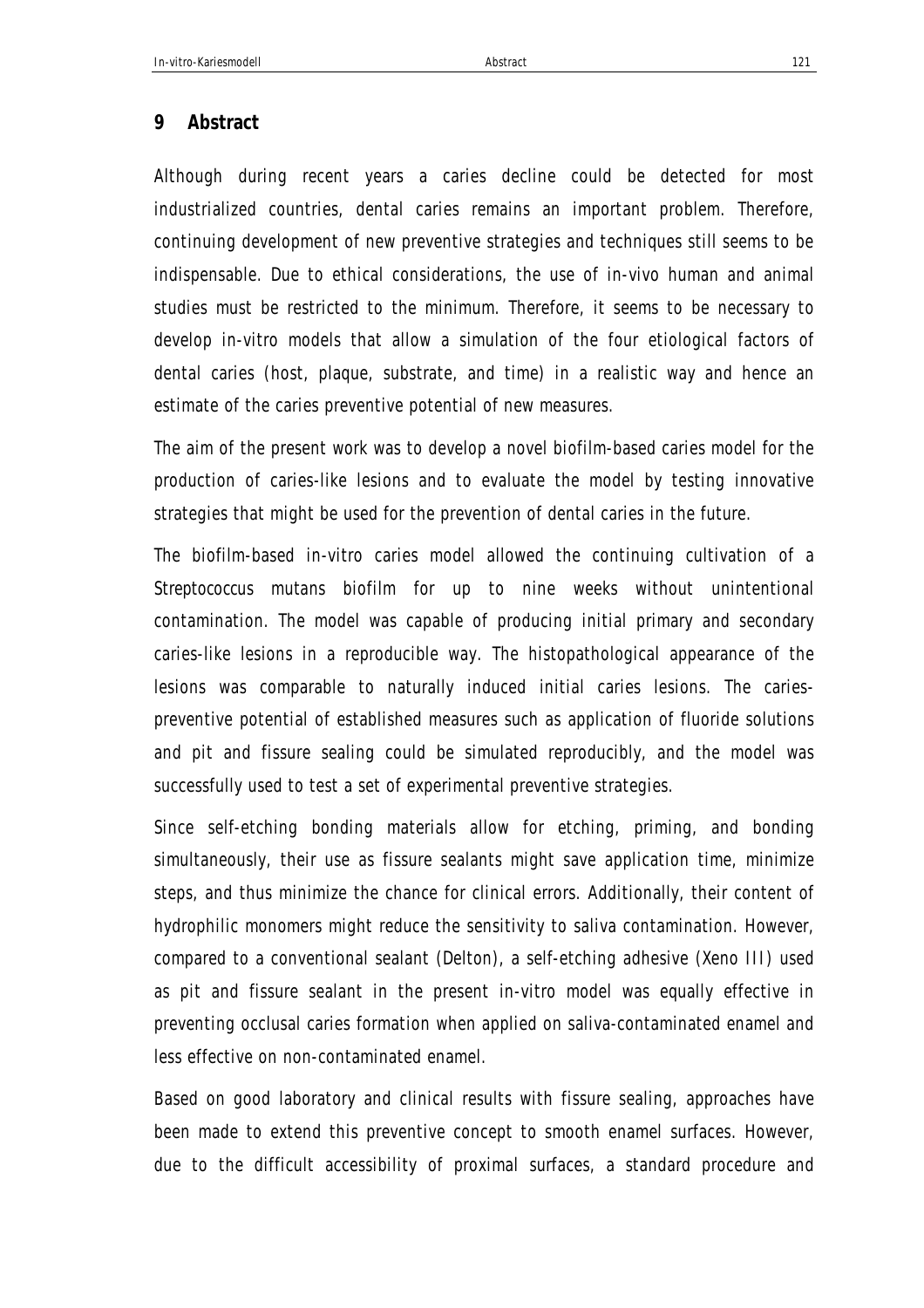## 9 Abstract

Although during recent years a caries decline could be detected for most industrialized countries, dental caries remains an important problem. Therefore, continuing development of new preventive strategies and techniques still seems to be indispensable. Due to ethical considerations, the use of in-vivo human and animal studies must be restricted to the minimum. Therefore, it seems to be necessary to develop in-vitro models that allow a simulation of the four etiological factors of dental caries (host, plaque, substrate, and time) in a realistic way and hence an estimate of the caries preventive potential of new measures.

The aim of the present work was to develop a novel biofilm-based caries model for the production of caries-like lesions and to evaluate the model by testing innovative strategies that might be used for the prevention of dental caries in the future.

The biofilm-based in-vitro caries model allowed the continuing cultivation of a *Streptococcus mutans* biofilm for up to nine weeks without unintentional contamination. The model was capable of producing initial primary and secondary caries-like lesions in a reproducible way. The histopathological appearance of the lesions was comparable to naturally induced initial caries lesions. The caries-preventive potential of established measures such as application of fluoride solutions and pit and fissure sealing could be simulated reproducibly, and the model was successfully used to test a set of experimental preventive strategies.

Since self-etching bonding materials allow for etching, priming, and bonding simultaneously, their use as fissure sealants might save application time, minimize steps, and thus minimize the chance for clinical errors. Additionally, their content of hydrophilic monomers might reduce the sensitivity to saliva contamination. However, compared to a conventional sealant (Delton), a self-etching adhesive (Xeno III) used as pit and fissure sealant in the present in-vitro model was equally effective in preventing occlusal caries formation when applied on saliva-contaminated enamel and less effective on non-contaminated enamel.

Based on good laboratory and clinical results with fissure sealing, approaches have been made to extend this preventive concept to smooth enamel surfaces. However, due to the difficult accessibility of proximal surfaces, a standard procedure and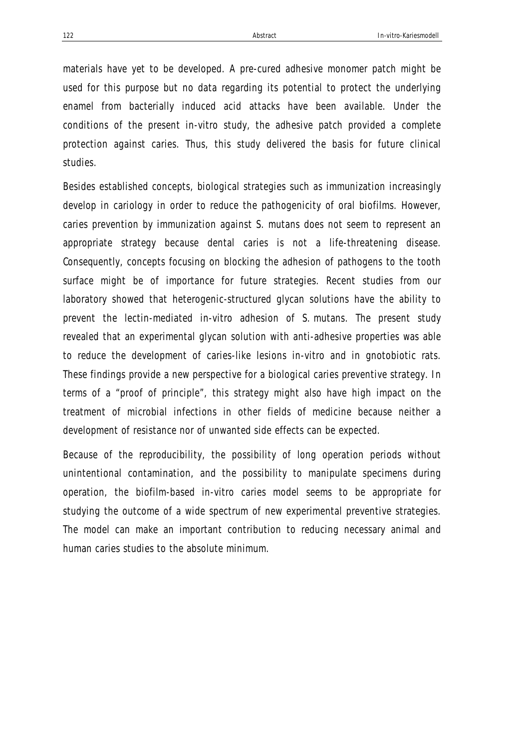materials have yet to be developed. A pre-cured adhesive monomer patch might be used for this purpose but no data regarding its potential to protect the underlying enamel from bacterially induced acid attacks have been available. Under the conditions of the present in-vitro study, the adhesive patch provided a complete protection against caries. Thus, this study delivered the basis for future clinical studies.

Besides established concepts, biological strategies such as immunization increasingly develop in cariology in order to reduce the pathogenicity of oral biofilms. However, caries prevention by immunization against S. mutans does not seem to represent an appropriate strategy because dental caries is not a life-threatening disease. Consequently, concepts focusing on blocking the adhesion of pathogens to the tooth surface might be of importance for future strategies. Recent studies from our laboratory showed that heterogenic-structured glycan solutions have the ability to prevent the lectin-mediated in-vitro adhesion of S. mutans. The present study revealed that an experimental glycan solution with anti-adhesive properties was able to reduce the development of caries-like lesions in-vitro and in gnotobiotic rats. These findings provide a new perspective for a biological caries preventive strategy. In terms of a "proof of principle", this strategy might also have high impact on the treatment of microbial infections in other fields of medicine because neither a development of resistance nor of unwanted side effects can be expected.

Because of the reproducibility, the possibility of long operation periods without unintentional contamination, and the possibility to manipulate specimens during operation, the biofilm-based in-vitro caries model seems to be appropriate for studying the outcome of a wide spectrum of new experimental preventive strategies. The model can make an important contribution to reducing necessary animal and human caries studies to the absolute minimum.